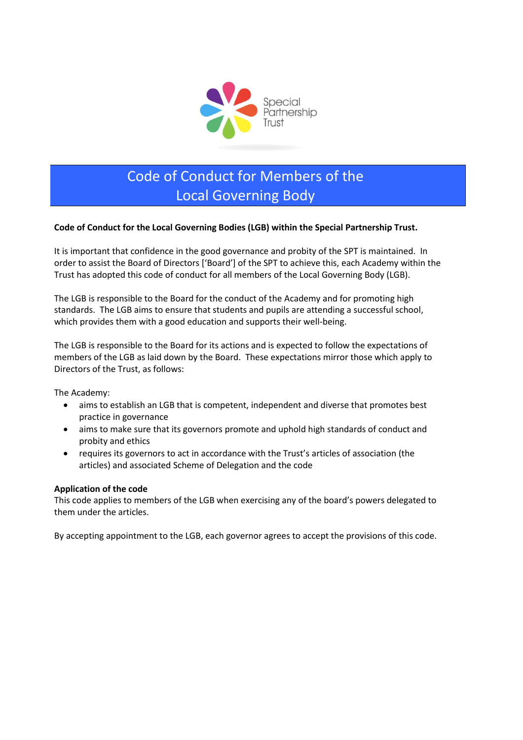Special Partnership Trust

# Code of Conduct for Members of the Local Governing Body

**Code of Conduct for the Local Governing Bodies (LGB) within the Special Partnership Trust.**

It is important that confidence in the good governance and probity of the SPT is maintained. In order to assist the Board of Directors ['Board'] of the SPT to achieve this, each Academy within the Trust has adopted this code of conduct for all members of the Local Governing Body (LGB).

The LGB is responsible to the Board for the conduct of the Academy and for promoting high standards. The LGB aims to ensure that students and pupils are attending a successful school, which provides them with a good education and supports their well-being.

The LGB is responsible to the Board for its actions and is expected to follow the expectations of members of the LGB as laid down by the Board. These expectations mirror those which apply to Directors of the Trust, as follows:

The Academy:

- aims to establish an LGB that is competent, independent and diverse that promotes best practice in governance
- aims to make sure that its governors promote and uphold high standards of conduct and probity and ethics
- requires its governors to act in accordance with the Trust's articles of association (the articles) and associated Scheme of Delegation and the code

**Application of the code**

This code applies to members of the LGB when exercising any of the board's powers delegated to them under the articles.

By accepting appointment to the LGB, each governor agrees to accept the provisions of this code.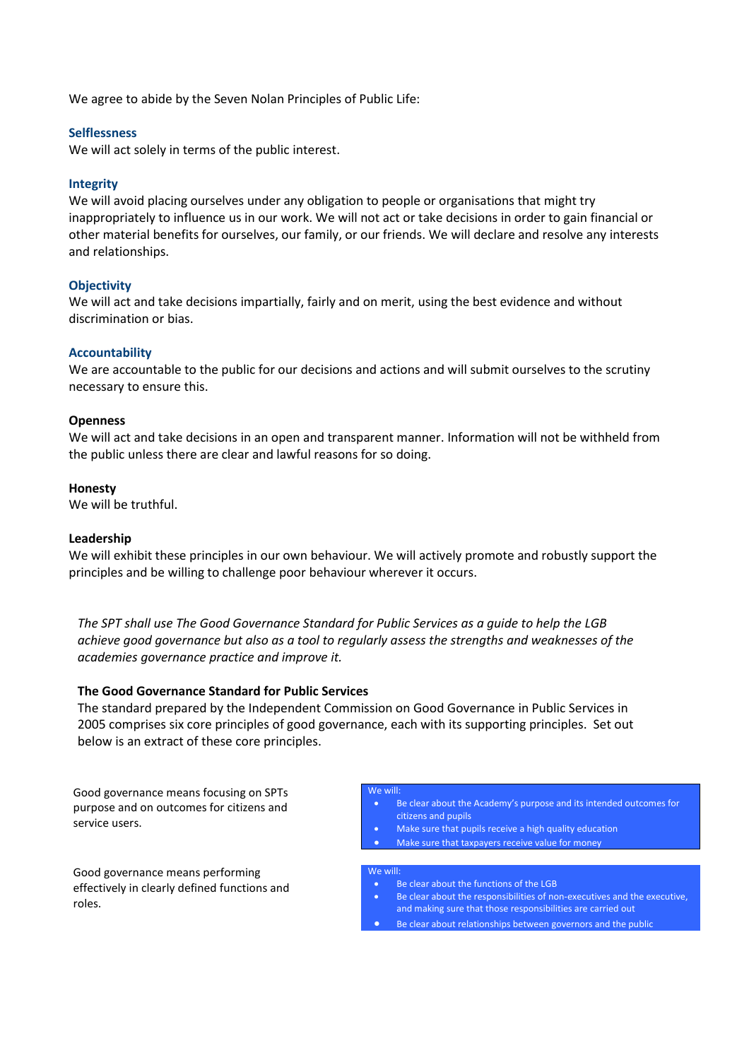We agree to abide by the Seven Nolan Principles of Public Life:

**Selflessness**
We will act solely in terms of the public interest.

**Integrity**
We will avoid placing ourselves under any obligation to people or organisations that might try inappropriately to influence us in our work. We will not act or take decisions in order to gain financial or other material benefits for ourselves, our family, or our friends. We will declare and resolve any interests and relationships.

**Objectivity**
We will act and take decisions impartially, fairly and on merit, using the best evidence and without discrimination or bias.

**Accountability**
We are accountable to the public for our decisions and actions and will submit ourselves to the scrutiny necessary to ensure this.

**Openness**
We will act and take decisions in an open and transparent manner. Information will not be withheld from the public unless there are clear and lawful reasons for so doing.

**Honesty**
We will be truthful.

**Leadership**
We will exhibit these principles in our own behaviour. We will actively promote and robustly support the principles and be willing to challenge poor behaviour wherever it occurs.

*The SPT shall use The Good Governance Standard for Public Services as a guide to help the LGB achieve good governance but also as a tool to regularly assess the strengths and weaknesses of the academies governance practice and improve it.*

**The Good Governance Standard for Public Services**
The standard prepared by the Independent Commission on Good Governance in Public Services in 2005 comprises six core principles of good governance, each with its supporting principles. Set out below is an extract of these core principles.

| | |
|---|---|
| Good governance means focusing on SPTs purpose and on outcomes for citizens and service users. | We will:<br>• Be clear about the Academy's purpose and its intended outcomes for citizens and pupils<br>• Make sure that pupils receive a high quality education<br>• Make sure that taxpayers receive value for money |
| Good governance means performing effectively in clearly defined functions and roles. | We will:<br>• Be clear about the functions of the LGB<br>• Be clear about the responsibilities of non-executives and the executive, and making sure that those responsibilities are carried out<br>• Be clear about relationships between governors and the public |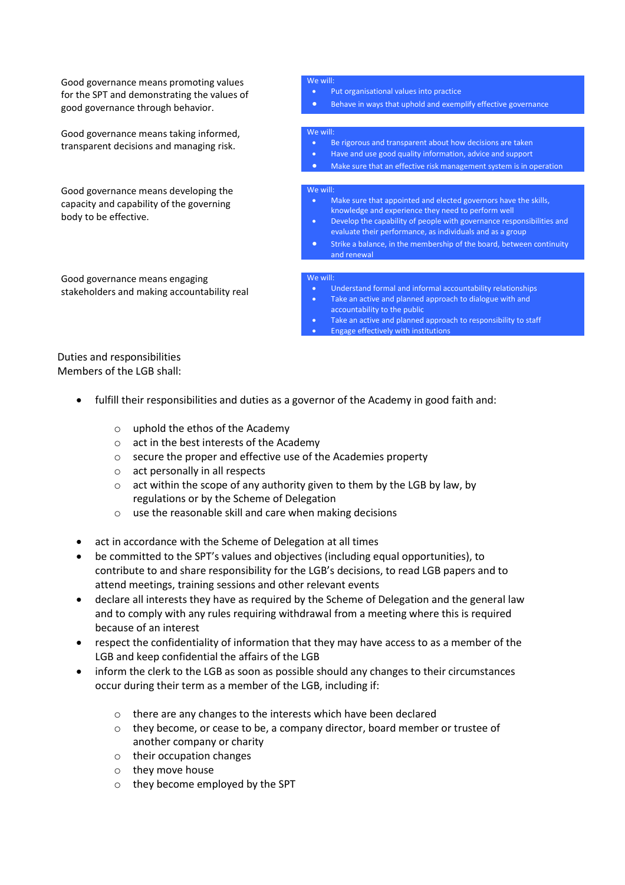| Principle | Commitments |
| --- | --- |
| Good governance means promoting values for the SPT and demonstrating the values of good governance through behavior. | We will:<br>• Put organisational values into practice<br>• Behave in ways that uphold and exemplify effective governance |
| Good governance means taking informed, transparent decisions and managing risk. | We will:<br>• Be rigorous and transparent about how decisions are taken<br>• Have and use good quality information, advice and support<br>• Make sure that an effective risk management system is in operation |
| Good governance means developing the capacity and capability of the governing body to be effective. | We will:<br>• Make sure that appointed and elected governors have the skills, knowledge and experience they need to perform well<br>• Develop the capability of people with governance responsibilities and evaluate their performance, as individuals and as a group<br>• Strike a balance, in the membership of the board, between continuity and renewal |
| Good governance means engaging stakeholders and making accountability real | We will:<br>• Understand formal and informal accountability relationships<br>• Take an active and planned approach to dialogue with and accountability to the public<br>• Take an active and planned approach to responsibility to staff<br>• Engage effectively with institutions |

Duties and responsibilities
Members of the LGB shall:

- fulfill their responsibilities and duties as a governor of the Academy in good faith and:
  - uphold the ethos of the Academy
  - act in the best interests of the Academy
  - secure the proper and effective use of the Academies property
  - act personally in all respects
  - act within the scope of any authority given to them by the LGB by law, by regulations or by the Scheme of Delegation
  - use the reasonable skill and care when making decisions
- act in accordance with the Scheme of Delegation at all times
- be committed to the SPT's values and objectives (including equal opportunities), to contribute to and share responsibility for the LGB's decisions, to read LGB papers and to attend meetings, training sessions and other relevant events
- declare all interests they have as required by the Scheme of Delegation and the general law and to comply with any rules requiring withdrawal from a meeting where this is required because of an interest
- respect the confidentiality of information that they may have access to as a member of the LGB and keep confidential the affairs of the LGB
- inform the clerk to the LGB as soon as possible should any changes to their circumstances occur during their term as a member of the LGB, including if:
  - there are any changes to the interests which have been declared
  - they become, or cease to be, a company director, board member or trustee of another company or charity
  - their occupation changes
  - they move house
  - they become employed by the SPT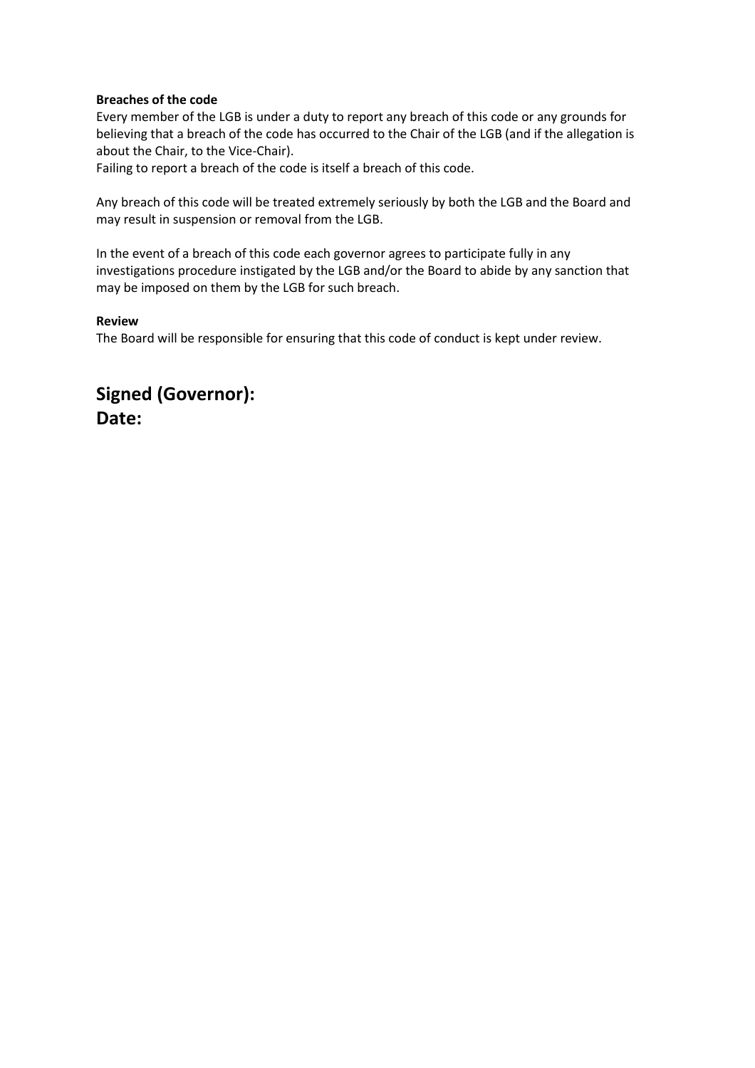**Breaches of the code**

Every member of the LGB is under a duty to report any breach of this code or any grounds for believing that a breach of the code has occurred to the Chair of the LGB (and if the allegation is about the Chair, to the Vice-Chair).
Failing to report a breach of the code is itself a breach of this code.

Any breach of this code will be treated extremely seriously by both the LGB and the Board and may result in suspension or removal from the LGB.

In the event of a breach of this code each governor agrees to participate fully in any investigations procedure instigated by the LGB and/or the Board to abide by any sanction that may be imposed on them by the LGB for such breach.

**Review**

The Board will be responsible for ensuring that this code of conduct is kept under review.

## Signed (Governor):
## Date: